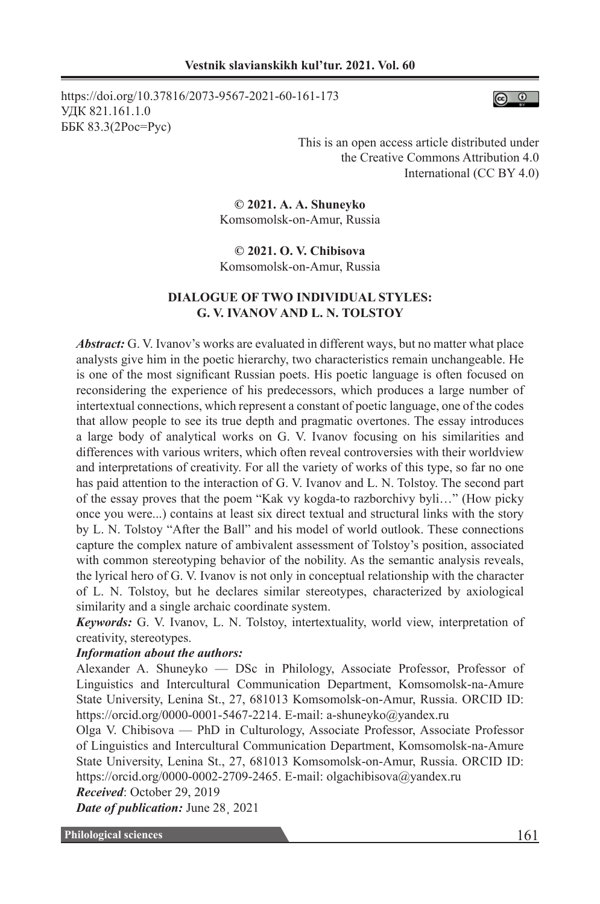https://doi.org/10.37816/2073-9567-2021-60-161-173
УДК 821.161.1.0
ББК 83.3(2Рос=Рус)

This is an open access article distributed under the Creative Commons Attribution 4.0 International (CC BY 4.0)

**© 2021. A. A. Shuneyko**
Komsomolsk-on-Amur, Russia

**© 2021. O. V. Chibisova**
Komsomolsk-on-Amur, Russia

# DIALOGUE OF TWO INDIVIDUAL STYLES: G. V. IVANOV AND L. N. TOLSTOY

***Abstract:*** G. V. Ivanov's works are evaluated in different ways, but no matter what place analysts give him in the poetic hierarchy, two characteristics remain unchangeable. He is one of the most significant Russian poets. His poetic language is often focused on reconsidering the experience of his predecessors, which produces a large number of intertextual connections, which represent a constant of poetic language, one of the codes that allow people to see its true depth and pragmatic overtones. The essay introduces a large body of analytical works on G. V. Ivanov focusing on his similarities and differences with various writers, which often reveal controversies with their worldview and interpretations of creativity. For all the variety of works of this type, so far no one has paid attention to the interaction of G. V. Ivanov and L. N. Tolstoy. The second part of the essay proves that the poem "Kak vy kogda-to razborchivy byli…" (How picky once you were...) contains at least six direct textual and structural links with the story by L. N. Tolstoy "After the Ball" and his model of world outlook. These connections capture the complex nature of ambivalent assessment of Tolstoy's position, associated with common stereotyping behavior of the nobility. As the semantic analysis reveals, the lyrical hero of G. V. Ivanov is not only in conceptual relationship with the character of L. N. Tolstoy, but he declares similar stereotypes, characterized by axiological similarity and a single archaic coordinate system.

***Keywords:*** G. V. Ivanov, L. N. Tolstoy, intertextuality, world view, interpretation of creativity, stereotypes.

***Information about the authors:***

Alexander A. Shuneyko — DSc in Philology, Associate Professor, Professor of Linguistics and Intercultural Communication Department, Komsomolsk-na-Amure State University, Lenina St., 27, 681013 Komsomolsk-on-Amur, Russia. ORCID ID: https://orcid.org/0000-0001-5467-2214. E-mail: a-shuneyko@yandex.ru

Olga V. Chibisova — PhD in Culturology, Associate Professor, Associate Professor of Linguistics and Intercultural Communication Department, Komsomolsk-na-Amure State University, Lenina St., 27, 681013 Komsomolsk-on-Amur, Russia. ORCID ID: https://orcid.org/0000-0002-2709-2465. E-mail: olgachibisova@yandex.ru

***Received***: October 29, 2019

***Date of publication:*** June 28¸ 2021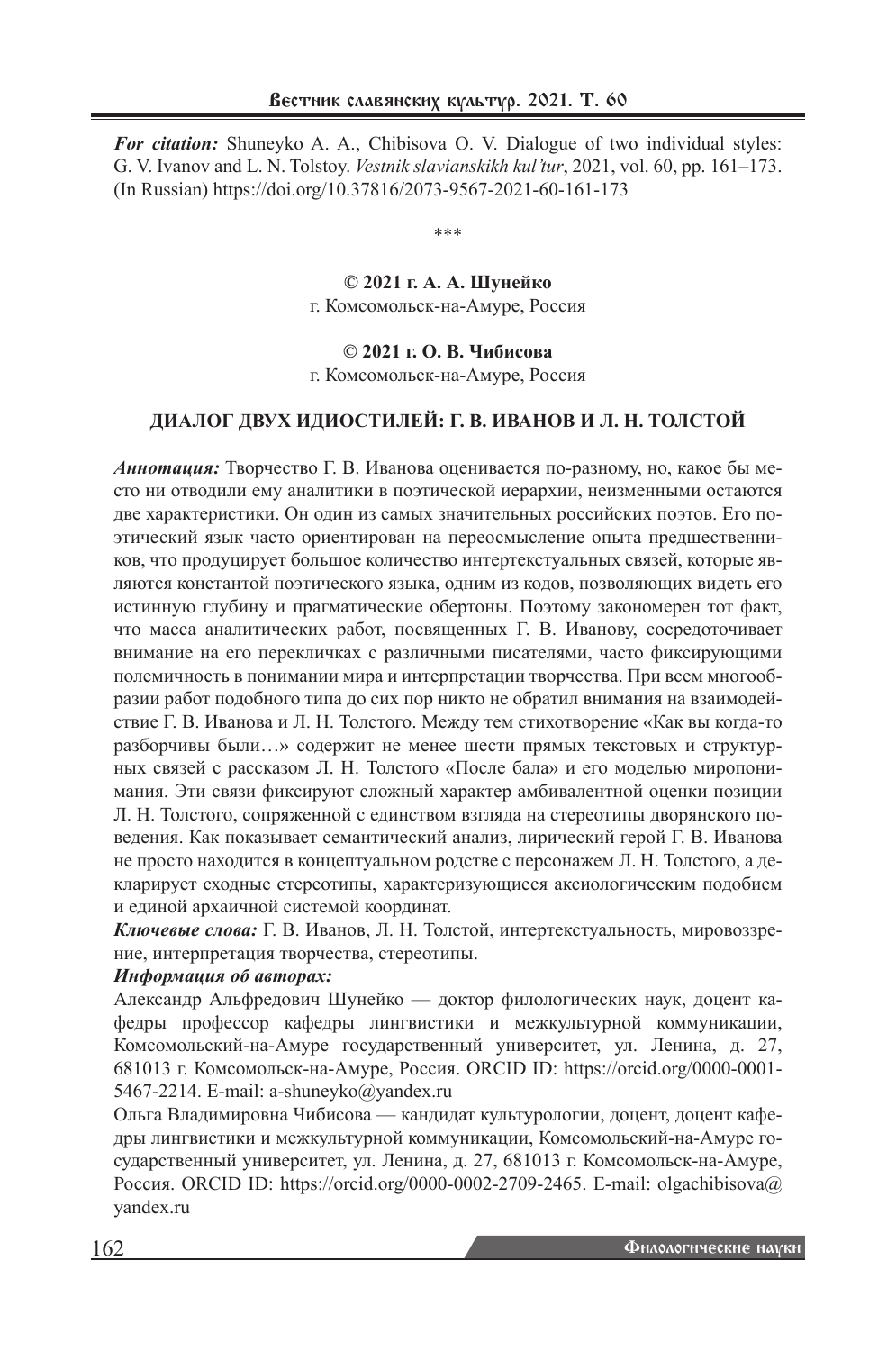*For citation:* Shuneyko A. A., Chibisova O. V. Dialogue of two individual styles: G. V. Ivanov and L. N. Tolstoy. *Vestnik slavianskikh kul'tur*, 2021, vol. 60, pp. 161–173. (In Russian) https://doi.org/10.37816/2073-9567-2021-60-161-173

\*\*\*

**© 2021 г. А. А. Шунейко**
г. Комсомольск-на-Амуре, Россия

**© 2021 г. О. В. Чибисова**
г. Комсомольск-на-Амуре, Россия

# ДИАЛОГ ДВУХ ИДИОСТИЛЕЙ: Г. В. ИВАНОВ И Л. Н. ТОЛСТОЙ

***Аннотация:*** Творчество Г. В. Иванова оценивается по-разному, но, какое бы место ни отводили ему аналитики в поэтической иерархии, неизменными остаются две характеристики. Он один из самых значительных российских поэтов. Его поэтический язык часто ориентирован на переосмысление опыта предшественников, что продуцирует большое количество интертекстуальных связей, которые являются константой поэтического языка, одним из кодов, позволяющих видеть его истинную глубину и прагматические обертоны. Поэтому закономерен тот факт, что масса аналитических работ, посвященных Г. В. Иванову, сосредоточивает внимание на его перекличках с различными писателями, часто фиксирующими полемичность в понимании мира и интерпретации творчества. При всем многообразии работ подобного типа до сих пор никто не обратил внимания на взаимодействие Г. В. Иванова и Л. Н. Толстого. Между тем стихотворение «Как вы когда-то разборчивы были…» содержит не менее шести прямых текстовых и структурных связей с рассказом Л. Н. Толстого «После бала» и его моделью миропонимания. Эти связи фиксируют сложный характер амбивалентной оценки позиции Л. Н. Толстого, сопряженной с единством взгляда на стереотипы дворянского поведения. Как показывает семантический анализ, лирический герой Г. В. Иванова не просто находится в концептуальном родстве с персонажем Л. Н. Толстого, а декларирует сходные стереотипы, характеризующиеся аксиологическим подобием и единой архаичной системой координат.

***Ключевые слова:*** Г. В. Иванов, Л. Н. Толстой, интертекстуальность, мировоззрение, интерпретация творчества, стереотипы.

***Информация об авторах:***

Александр Альфредович Шунейко — доктор филологических наук, доцент кафедры профессор кафедры лингвистики и межкультурной коммуникации, Комсомольский-на-Амуре государственный университет, ул. Ленина, д. 27, 681013 г. Комсомольск-на-Амуре, Россия. ORCID ID: https://orcid.org/0000-0001-5467-2214. E-mail: a-shuneyko@yandex.ru

Ольга Владимировна Чибисова — кандидат культурологии, доцент, доцент кафедры лингвистики и межкультурной коммуникации, Комсомольский-на-Амуре государственный университет, ул. Ленина, д. 27, 681013 г. Комсомольск-на-Амуре, Россия. ORCID ID: https://orcid.org/0000-0002-2709-2465. E-mail: olgachibisova@yandex.ru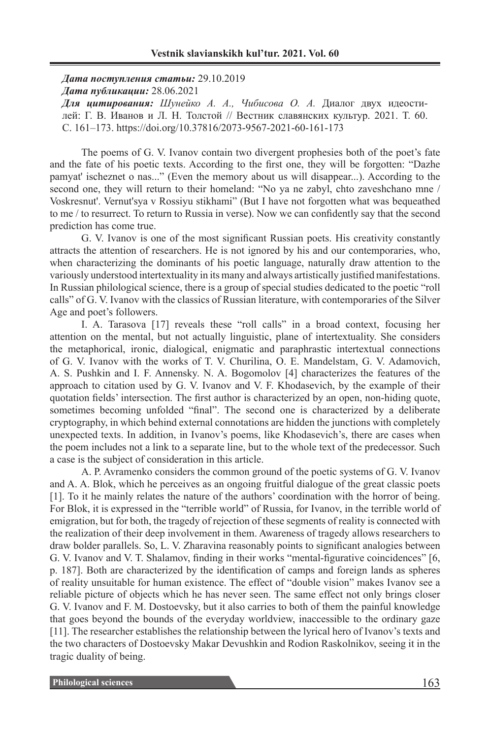***Дата поступления статьи:*** 29.10.2019
***Дата публикации:*** 28.06.2021
***Для цитирования:*** *Шунейко А. А., Чибисова О. А.* Диалог двух идеостилей: Г. В. Иванов и Л. Н. Толстой // Вестник славянских культур. 2021. Т. 60. С. 161–173. https://doi.org/10.37816/2073-9567-2021-60-161-173

The poems of G. V. Ivanov contain two divergent prophesies both of the poet's fate and the fate of his poetic texts. According to the first one, they will be forgotten: "Dazhe pamyat' ischeznet o nas..." (Even the memory about us will disappear...). According to the second one, they will return to their homeland: "No ya ne zabyl, chto zaveshchano mne / Voskresnut'. Vernut'sya v Rossiyu stikhami" (But I have not forgotten what was bequeathed to me / to resurrect. To return to Russia in verse). Now we can confidently say that the second prediction has come true.

G. V. Ivanov is one of the most significant Russian poets. His creativity constantly attracts the attention of researchers. He is not ignored by his and our contemporaries, who, when characterizing the dominants of his poetic language, naturally draw attention to the variously understood intertextuality in its many and always artistically justified manifestations. In Russian philological science, there is a group of special studies dedicated to the poetic "roll calls" of G. V. Ivanov with the classics of Russian literature, with contemporaries of the Silver Age and poet's followers.

I. A. Tarasova [17] reveals these "roll calls" in a broad context, focusing her attention on the mental, but not actually linguistic, plane of intertextuality. She considers the metaphorical, ironic, dialogical, enigmatic and paraphrastic intertextual connections of G. V. Ivanov with the works of T. V. Churilina, O. E. Mandelstam, G. V. Adamovich, A. S. Pushkin and I. F. Annensky. N. A. Bogomolov [4] characterizes the features of the approach to citation used by G. V. Ivanov and V. F. Khodasevich, by the example of their quotation fields' intersection. The first author is characterized by an open, non-hiding quote, sometimes becoming unfolded "final". The second one is characterized by a deliberate cryptography, in which behind external connotations are hidden the junctions with completely unexpected texts. In addition, in Ivanov's poems, like Khodasevich's, there are cases when the poem includes not a link to a separate line, but to the whole text of the predecessor. Such a case is the subject of consideration in this article.

A. P. Avramenko considers the common ground of the poetic systems of G. V. Ivanov and A. A. Blok, which he perceives as an ongoing fruitful dialogue of the great classic poets [1]. To it he mainly relates the nature of the authors' coordination with the horror of being. For Blok, it is expressed in the "terrible world" of Russia, for Ivanov, in the terrible world of emigration, but for both, the tragedy of rejection of these segments of reality is connected with the realization of their deep involvement in them. Awareness of tragedy allows researchers to draw bolder parallels. So, L. V. Zharavina reasonably points to significant analogies between G. V. Ivanov and V. T. Shalamov, finding in their works "mental-figurative coincidences" [6, p. 187]. Both are characterized by the identification of camps and foreign lands as spheres of reality unsuitable for human existence. The effect of "double vision" makes Ivanov see a reliable picture of objects which he has never seen. The same effect not only brings closer G. V. Ivanov and F. M. Dostoevsky, but it also carries to both of them the painful knowledge that goes beyond the bounds of the everyday worldview, inaccessible to the ordinary gaze [11]. The researcher establishes the relationship between the lyrical hero of Ivanov's texts and the two characters of Dostoevsky Makar Devushkin and Rodion Raskolnikov, seeing it in the tragic duality of being.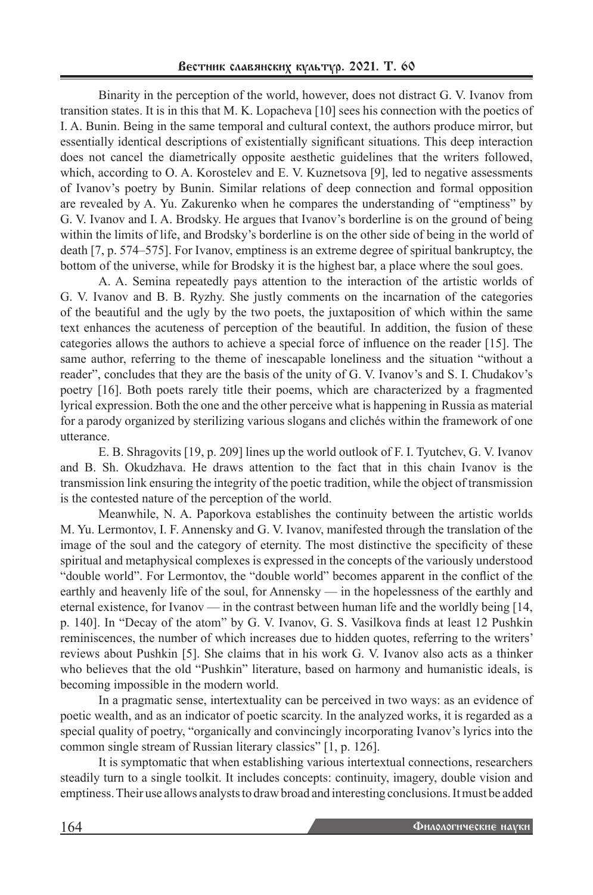Binarity in the perception of the world, however, does not distract G. V. Ivanov from transition states. It is in this that M. K. Lopacheva [10] sees his connection with the poetics of I. A. Bunin. Being in the same temporal and cultural context, the authors produce mirror, but essentially identical descriptions of existentially significant situations. This deep interaction does not cancel the diametrically opposite aesthetic guidelines that the writers followed, which, according to O. A. Korostelev and E. V. Kuznetsova [9], led to negative assessments of Ivanov's poetry by Bunin. Similar relations of deep connection and formal opposition are revealed by A. Yu. Zakurenko when he compares the understanding of "emptiness" by G. V. Ivanov and I. A. Brodsky. He argues that Ivanov's borderline is on the ground of being within the limits of life, and Brodsky's borderline is on the other side of being in the world of death [7, p. 574–575]. For Ivanov, emptiness is an extreme degree of spiritual bankruptcy, the bottom of the universe, while for Brodsky it is the highest bar, a place where the soul goes.

A. A. Semina repeatedly pays attention to the interaction of the artistic worlds of G. V. Ivanov and B. B. Ryzhy. She justly comments on the incarnation of the categories of the beautiful and the ugly by the two poets, the juxtaposition of which within the same text enhances the acuteness of perception of the beautiful. In addition, the fusion of these categories allows the authors to achieve a special force of influence on the reader [15]. The same author, referring to the theme of inescapable loneliness and the situation "without a reader", concludes that they are the basis of the unity of G. V. Ivanov's and S. I. Chudakov's poetry [16]. Both poets rarely title their poems, which are characterized by a fragmented lyrical expression. Both the one and the other perceive what is happening in Russia as material for a parody organized by sterilizing various slogans and clichés within the framework of one utterance.

E. B. Shragovits [19, p. 209] lines up the world outlook of F. I. Tyutchev, G. V. Ivanov and B. Sh. Okudzhava. He draws attention to the fact that in this chain Ivanov is the transmission link ensuring the integrity of the poetic tradition, while the object of transmission is the contested nature of the perception of the world.

Meanwhile, N. A. Paporkova establishes the continuity between the artistic worlds M. Yu. Lermontov, I. F. Annensky and G. V. Ivanov, manifested through the translation of the image of the soul and the category of eternity. The most distinctive the specificity of these spiritual and metaphysical complexes is expressed in the concepts of the variously understood "double world". For Lermontov, the "double world" becomes apparent in the conflict of the earthly and heavenly life of the soul, for Annensky — in the hopelessness of the earthly and eternal existence, for Ivanov — in the contrast between human life and the worldly being [14, p. 140]. In "Decay of the atom" by G. V. Ivanov, G. S. Vasilkova finds at least 12 Pushkin reminiscences, the number of which increases due to hidden quotes, referring to the writers' reviews about Pushkin [5]. She claims that in his work G. V. Ivanov also acts as a thinker who believes that the old "Pushkin" literature, based on harmony and humanistic ideals, is becoming impossible in the modern world.

In a pragmatic sense, intertextuality can be perceived in two ways: as an evidence of poetic wealth, and as an indicator of poetic scarcity. In the analyzed works, it is regarded as a special quality of poetry, "organically and convincingly incorporating Ivanov's lyrics into the common single stream of Russian literary classics" [1, p. 126].

It is symptomatic that when establishing various intertextual connections, researchers steadily turn to a single toolkit. It includes concepts: continuity, imagery, double vision and emptiness. Their use allows analysts to draw broad and interesting conclusions. It must be added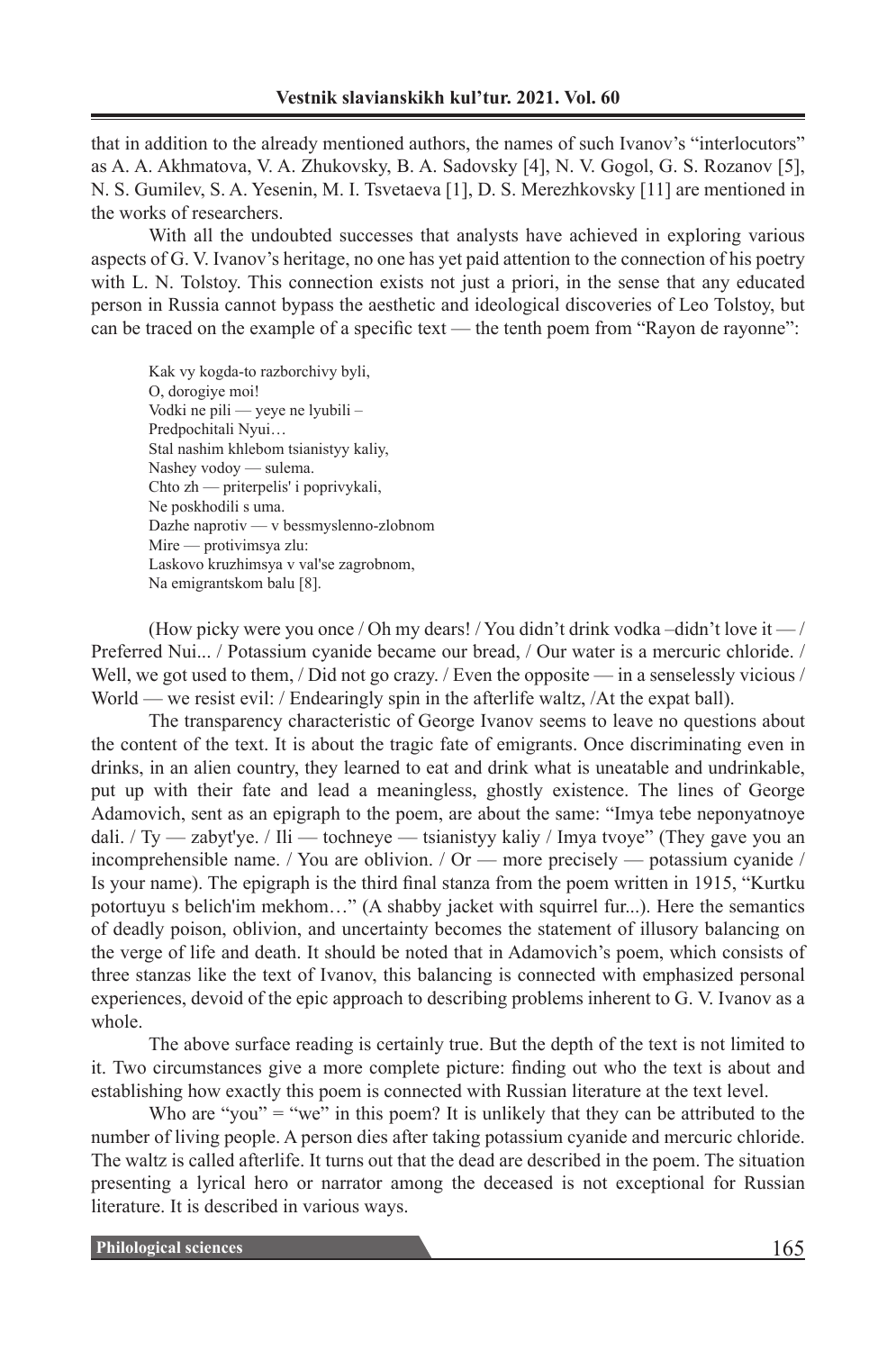that in addition to the already mentioned authors, the names of such Ivanov's "interlocutors" as A. A. Akhmatova, V. A. Zhukovsky, B. A. Sadovsky [4], N. V. Gogol, G. S. Rozanov [5], N. S. Gumilev, S. A. Yesenin, M. I. Tsvetaeva [1], D. S. Merezhkovsky [11] are mentioned in the works of researchers.

With all the undoubted successes that analysts have achieved in exploring various aspects of G. V. Ivanov's heritage, no one has yet paid attention to the connection of his poetry with L. N. Tolstoy. This connection exists not just a priori, in the sense that any educated person in Russia cannot bypass the aesthetic and ideological discoveries of Leo Tolstoy, but can be traced on the example of a specific text — the tenth poem from "Rayon de rayonne":

> Kak vy kogda-to razborchivy byli,
> O, dorogiye moi!
> Vodki ne pili — yeye ne lyubili –
> Predpochitali Nyui…
> Stal nashim khlebom tsianistyy kaliy,
> Nashey vodoy — sulema.
> Chto zh — priterpelis' i poprivykali,
> Ne poskhodili s uma.
> Dazhe naprotiv — v bessmyslenno-zlobnom
> Mire — protivimsya zlu:
> Laskovo kruzhimsya v val'se zagrobnom,
> Na emigrantskom balu [8].

(How picky were you once / Oh my dears! / You didn't drink vodka –didn't love it — / Preferred Nui... / Potassium cyanide became our bread, / Our water is a mercuric chloride. / Well, we got used to them, / Did not go crazy. / Even the opposite — in a senselessly vicious / World — we resist evil: / Endearingly spin in the afterlife waltz, /At the expat ball).

The transparency characteristic of George Ivanov seems to leave no questions about the content of the text. It is about the tragic fate of emigrants. Once discriminating even in drinks, in an alien country, they learned to eat and drink what is uneatable and undrinkable, put up with their fate and lead a meaningless, ghostly existence. The lines of George Adamovich, sent as an epigraph to the poem, are about the same: "Imya tebe neponyatnoye dali. / Ty — zabyt'ye. / Ili — tochneye — tsianistyy kaliy / Imya tvoye" (They gave you an incomprehensible name. / You are oblivion. / Or — more precisely — potassium cyanide / Is your name). The epigraph is the third final stanza from the poem written in 1915, "Kurtku potortuyu s belich'im mekhom…" (A shabby jacket with squirrel fur...). Here the semantics of deadly poison, oblivion, and uncertainty becomes the statement of illusory balancing on the verge of life and death. It should be noted that in Adamovich's poem, which consists of three stanzas like the text of Ivanov, this balancing is connected with emphasized personal experiences, devoid of the epic approach to describing problems inherent to G. V. Ivanov as a whole.

The above surface reading is certainly true. But the depth of the text is not limited to it. Two circumstances give a more complete picture: finding out who the text is about and establishing how exactly this poem is connected with Russian literature at the text level.

Who are "you" = "we" in this poem? It is unlikely that they can be attributed to the number of living people. A person dies after taking potassium cyanide and mercuric chloride. The waltz is called afterlife. It turns out that the dead are described in the poem. The situation presenting a lyrical hero or narrator among the deceased is not exceptional for Russian literature. It is described in various ways.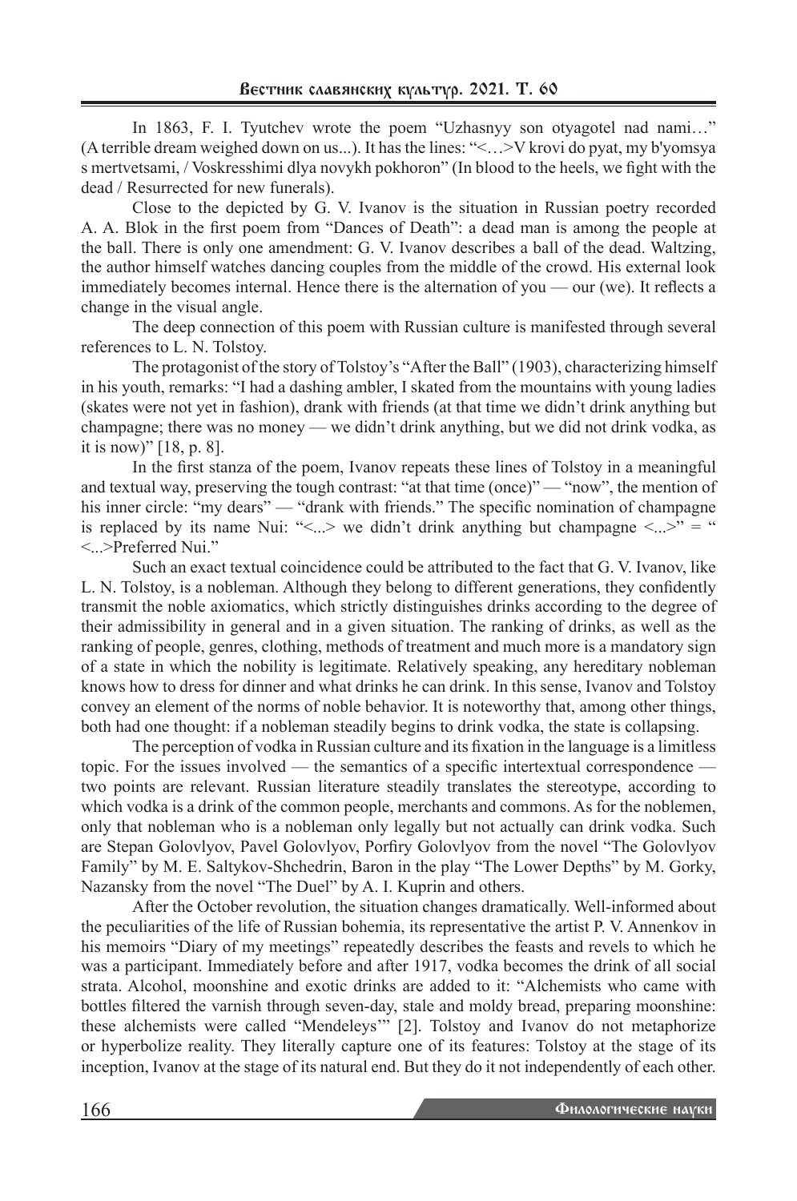In 1863, F. I. Tyutchev wrote the poem "Uzhasnyy son otyagotel nad nami…" (A terrible dream weighed down on us...). It has the lines: "<…>V krovi do pyat, my b'yomsya s mertvetsami, / Voskresshimi dlya novykh pokhoron" (In blood to the heels, we fight with the dead / Resurrected for new funerals).

Close to the depicted by G. V. Ivanov is the situation in Russian poetry recorded A. A. Blok in the first poem from "Dances of Death": a dead man is among the people at the ball. There is only one amendment: G. V. Ivanov describes a ball of the dead. Waltzing, the author himself watches dancing couples from the middle of the crowd. His external look immediately becomes internal. Hence there is the alternation of you — our (we). It reflects a change in the visual angle.

The deep connection of this poem with Russian culture is manifested through several references to L. N. Tolstoy.

The protagonist of the story of Tolstoy's "After the Ball" (1903), characterizing himself in his youth, remarks: "I had a dashing ambler, I skated from the mountains with young ladies (skates were not yet in fashion), drank with friends (at that time we didn't drink anything but champagne; there was no money — we didn't drink anything, but we did not drink vodka, as it is now)" [18, p. 8].

In the first stanza of the poem, Ivanov repeats these lines of Tolstoy in a meaningful and textual way, preserving the tough contrast: "at that time (once)" — "now", the mention of his inner circle: "my dears" — "drank with friends." The specific nomination of champagne is replaced by its name Nui: "<...> we didn't drink anything but champagne <...>" = " <...>Preferred Nui."

Such an exact textual coincidence could be attributed to the fact that G. V. Ivanov, like L. N. Tolstoy, is a nobleman. Although they belong to different generations, they confidently transmit the noble axiomatics, which strictly distinguishes drinks according to the degree of their admissibility in general and in a given situation. The ranking of drinks, as well as the ranking of people, genres, clothing, methods of treatment and much more is a mandatory sign of a state in which the nobility is legitimate. Relatively speaking, any hereditary nobleman knows how to dress for dinner and what drinks he can drink. In this sense, Ivanov and Tolstoy convey an element of the norms of noble behavior. It is noteworthy that, among other things, both had one thought: if a nobleman steadily begins to drink vodka, the state is collapsing.

The perception of vodka in Russian culture and its fixation in the language is a limitless topic. For the issues involved — the semantics of a specific intertextual correspondence — two points are relevant. Russian literature steadily translates the stereotype, according to which vodka is a drink of the common people, merchants and commons. As for the noblemen, only that nobleman who is a nobleman only legally but not actually can drink vodka. Such are Stepan Golovlyov, Pavel Golovlyov, Porfiry Golovlyov from the novel "The Golovlyov Family" by M. E. Saltykov-Shchedrin, Baron in the play "The Lower Depths" by M. Gorky, Nazansky from the novel "The Duel" by A. I. Kuprin and others.

After the October revolution, the situation changes dramatically. Well-informed about the peculiarities of the life of Russian bohemia, its representative the artist P. V. Annenkov in his memoirs "Diary of my meetings" repeatedly describes the feasts and revels to which he was a participant. Immediately before and after 1917, vodka becomes the drink of all social strata. Alcohol, moonshine and exotic drinks are added to it: "Alchemists who came with bottles filtered the varnish through seven-day, stale and moldy bread, preparing moonshine: these alchemists were called "Mendeleys'" [2]. Tolstoy and Ivanov do not metaphorize or hyperbolize reality. They literally capture one of its features: Tolstoy at the stage of its inception, Ivanov at the stage of its natural end. But they do it not independently of each other.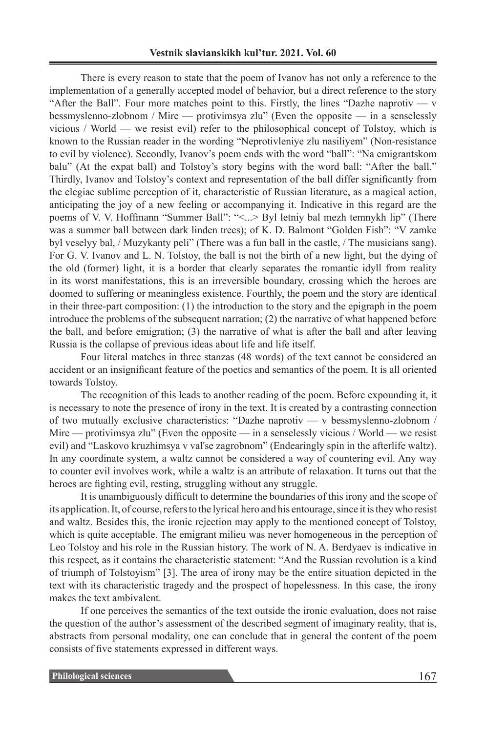There is every reason to state that the poem of Ivanov has not only a reference to the implementation of a generally accepted model of behavior, but a direct reference to the story "After the Ball". Four more matches point to this. Firstly, the lines "Dazhe naprotiv — v bessmyslenno-zlobnom / Mire — protivimsya zlu" (Even the opposite — in a senselessly vicious / World — we resist evil) refer to the philosophical concept of Tolstoy, which is known to the Russian reader in the wording "Neprotivleniye zlu nasiliyem" (Non-resistance to evil by violence). Secondly, Ivanov's poem ends with the word "ball": "Na emigrantskom balu" (At the expat ball) and Tolstoy's story begins with the word ball: "After the ball." Thirdly, Ivanov and Tolstoy's context and representation of the ball differ significantly from the elegiac sublime perception of it, characteristic of Russian literature, as a magical action, anticipating the joy of a new feeling or accompanying it. Indicative in this regard are the poems of V. V. Hoffmann "Summer Ball": "<...> Byl letniy bal mezh temnykh lip" (There was a summer ball between dark linden trees); of K. D. Balmont "Golden Fish": "V zamke byl veselyy bal, / Muzykanty peli" (There was a fun ball in the castle, / The musicians sang). For G. V. Ivanov and L. N. Tolstoy, the ball is not the birth of a new light, but the dying of the old (former) light, it is a border that clearly separates the romantic idyll from reality in its worst manifestations, this is an irreversible boundary, crossing which the heroes are doomed to suffering or meaningless existence. Fourthly, the poem and the story are identical in their three-part composition: (1) the introduction to the story and the epigraph in the poem introduce the problems of the subsequent narration; (2) the narrative of what happened before the ball, and before emigration; (3) the narrative of what is after the ball and after leaving Russia is the collapse of previous ideas about life and life itself.

Four literal matches in three stanzas (48 words) of the text cannot be considered an accident or an insignificant feature of the poetics and semantics of the poem. It is all oriented towards Tolstoy.

The recognition of this leads to another reading of the poem. Before expounding it, it is necessary to note the presence of irony in the text. It is created by a contrasting connection of two mutually exclusive characteristics: "Dazhe naprotiv — v bessmyslenno-zlobnom / Mire — protivimsya zlu" (Even the opposite — in a senselessly vicious / World — we resist evil) and "Laskovo kruzhimsya v val'se zagrobnom" (Endearingly spin in the afterlife waltz). In any coordinate system, a waltz cannot be considered a way of countering evil. Any way to counter evil involves work, while a waltz is an attribute of relaxation. It turns out that the heroes are fighting evil, resting, struggling without any struggle.

It is unambiguously difficult to determine the boundaries of this irony and the scope of its application. It, of course, refers to the lyrical hero and his entourage, since it is they who resist and waltz. Besides this, the ironic rejection may apply to the mentioned concept of Tolstoy, which is quite acceptable. The emigrant milieu was never homogeneous in the perception of Leo Tolstoy and his role in the Russian history. The work of N. A. Berdyaev is indicative in this respect, as it contains the characteristic statement: "And the Russian revolution is a kind of triumph of Tolstoyism" [3]. The area of irony may be the entire situation depicted in the text with its characteristic tragedy and the prospect of hopelessness. In this case, the irony makes the text ambivalent.

If one perceives the semantics of the text outside the ironic evaluation, does not raise the question of the author's assessment of the described segment of imaginary reality, that is, abstracts from personal modality, one can conclude that in general the content of the poem consists of five statements expressed in different ways.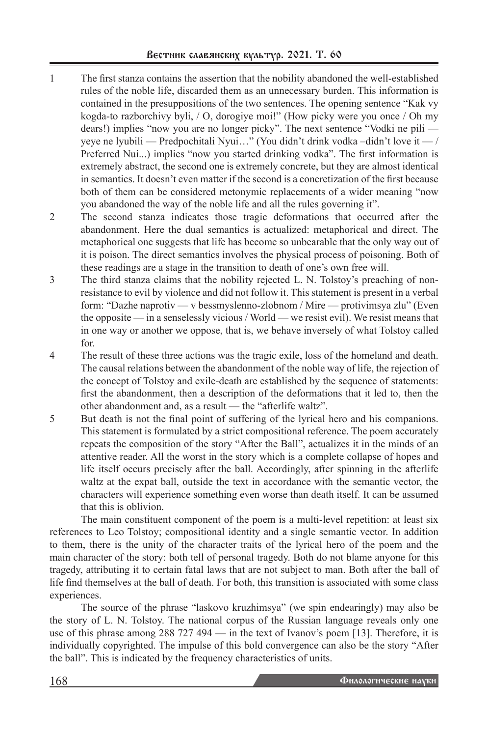1. The first stanza contains the assertion that the nobility abandoned the well-established rules of the noble life, discarded them as an unnecessary burden. This information is contained in the presuppositions of the two sentences. The opening sentence "Kak vy kogda-to razborchivy byli, / O, dorogiye moi!" (How picky were you once / Oh my dears!) implies "now you are no longer picky". The next sentence "Vodki ne pili — yeye ne lyubili — Predpochitali Nyui…" (You didn't drink vodka –didn't love it — / Preferred Nui...) implies "now you started drinking vodka". The first information is extremely abstract, the second one is extremely concrete, but they are almost identical in semantics. It doesn't even matter if the second is a concretization of the first because both of them can be considered metonymic replacements of a wider meaning "now you abandoned the way of the noble life and all the rules governing it".
2. The second stanza indicates those tragic deformations that occurred after the abandonment. Here the dual semantics is actualized: metaphorical and direct. The metaphorical one suggests that life has become so unbearable that the only way out of it is poison. The direct semantics involves the physical process of poisoning. Both of these readings are a stage in the transition to death of one's own free will.
3. The third stanza claims that the nobility rejected L. N. Tolstoy's preaching of non-resistance to evil by violence and did not follow it. This statement is present in a verbal form: "Dazhe naprotiv — v bessmyslenno-zlobnom / Mire — protivimsya zlu" (Even the opposite — in a senselessly vicious / World — we resist evil). We resist means that in one way or another we oppose, that is, we behave inversely of what Tolstoy called for.
4. The result of these three actions was the tragic exile, loss of the homeland and death. The causal relations between the abandonment of the noble way of life, the rejection of the concept of Tolstoy and exile-death are established by the sequence of statements: first the abandonment, then a description of the deformations that it led to, then the other abandonment and, as a result — the "afterlife waltz".
5. But death is not the final point of suffering of the lyrical hero and his companions. This statement is formulated by a strict compositional reference. The poem accurately repeats the composition of the story "After the Ball", actualizes it in the minds of an attentive reader. All the worst in the story which is a complete collapse of hopes and life itself occurs precisely after the ball. Accordingly, after spinning in the afterlife waltz at the expat ball, outside the text in accordance with the semantic vector, the characters will experience something even worse than death itself. It can be assumed that this is oblivion.

The main constituent component of the poem is a multi-level repetition: at least six references to Leo Tolstoy; compositional identity and a single semantic vector. In addition to them, there is the unity of the character traits of the lyrical hero of the poem and the main character of the story: both tell of personal tragedy. Both do not blame anyone for this tragedy, attributing it to certain fatal laws that are not subject to man. Both after the ball of life find themselves at the ball of death. For both, this transition is associated with some class experiences.

The source of the phrase "laskovo kruzhimsya" (we spin endearingly) may also be the story of L. N. Tolstoy. The national corpus of the Russian language reveals only one use of this phrase among 288 727 494 — in the text of Ivanov's poem [13]. Therefore, it is individually copyrighted. The impulse of this bold convergence can also be the story "After the ball". This is indicated by the frequency characteristics of units.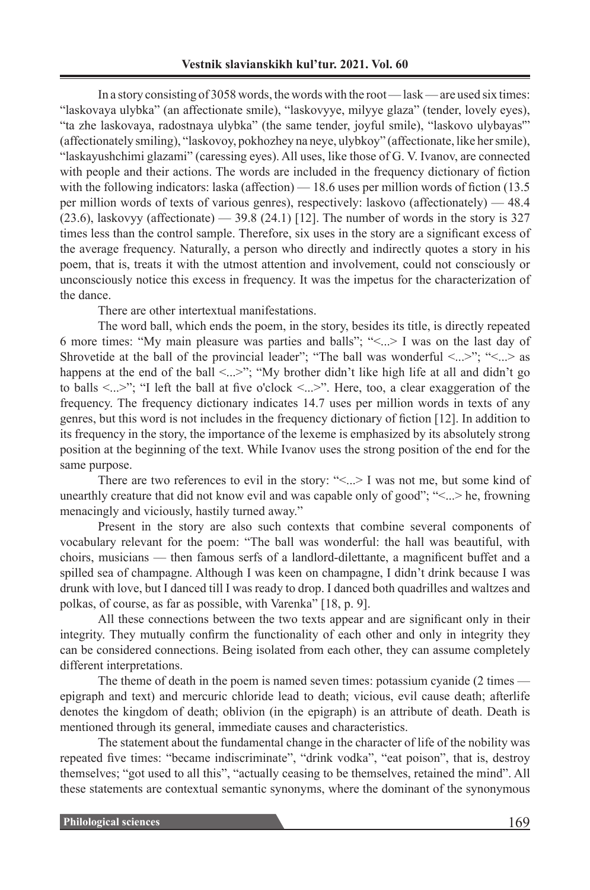In a story consisting of 3058 words, the words with the root — lask — are used six times: "laskovaya ulybka" (an affectionate smile), "laskovyye, milyye glaza" (tender, lovely eyes), "ta zhe laskovaya, radostnaya ulybka" (the same tender, joyful smile), "laskovo ulybayas'" (affectionately smiling), "laskovoy, pokhozhey na neye, ulybkoy" (affectionate, like her smile), "laskayushchimi glazami" (caressing eyes). All uses, like those of G. V. Ivanov, are connected with people and their actions. The words are included in the frequency dictionary of fiction with the following indicators: laska (affection) — 18.6 uses per million words of fiction (13.5 per million words of texts of various genres), respectively: laskovo (affectionately) — 48.4 (23.6), laskovyy (affectionate) — 39.8 (24.1) [12]. The number of words in the story is 327 times less than the control sample. Therefore, six uses in the story are a significant excess of the average frequency. Naturally, a person who directly and indirectly quotes a story in his poem, that is, treats it with the utmost attention and involvement, could not consciously or unconsciously notice this excess in frequency. It was the impetus for the characterization of the dance.

There are other intertextual manifestations.

The word ball, which ends the poem, in the story, besides its title, is directly repeated 6 more times: "My main pleasure was parties and balls"; "<...> I was on the last day of Shrovetide at the ball of the provincial leader"; "The ball was wonderful <...>"; "<...> as happens at the end of the ball <...>"; "My brother didn't like high life at all and didn't go to balls <...>"; "I left the ball at five o'clock <...>". Here, too, a clear exaggeration of the frequency. The frequency dictionary indicates 14.7 uses per million words in texts of any genres, but this word is not includes in the frequency dictionary of fiction [12]. In addition to its frequency in the story, the importance of the lexeme is emphasized by its absolutely strong position at the beginning of the text. While Ivanov uses the strong position of the end for the same purpose.

There are two references to evil in the story: "<...> I was not me, but some kind of unearthly creature that did not know evil and was capable only of good"; "<...> he, frowning menacingly and viciously, hastily turned away."

Present in the story are also such contexts that combine several components of vocabulary relevant for the poem: "The ball was wonderful: the hall was beautiful, with choirs, musicians — then famous serfs of a landlord-dilettante, a magnificent buffet and a spilled sea of champagne. Although I was keen on champagne, I didn't drink because I was drunk with love, but I danced till I was ready to drop. I danced both quadrilles and waltzes and polkas, of course, as far as possible, with Varenka" [18, p. 9].

All these connections between the two texts appear and are significant only in their integrity. They mutually confirm the functionality of each other and only in integrity they can be considered connections. Being isolated from each other, they can assume completely different interpretations.

The theme of death in the poem is named seven times: potassium cyanide (2 times — epigraph and text) and mercuric chloride lead to death; vicious, evil cause death; afterlife denotes the kingdom of death; oblivion (in the epigraph) is an attribute of death. Death is mentioned through its general, immediate causes and characteristics.

The statement about the fundamental change in the character of life of the nobility was repeated five times: "became indiscriminate", "drink vodka", "eat poison", that is, destroy themselves; "got used to all this", "actually ceasing to be themselves, retained the mind". All these statements are contextual semantic synonyms, where the dominant of the synonymous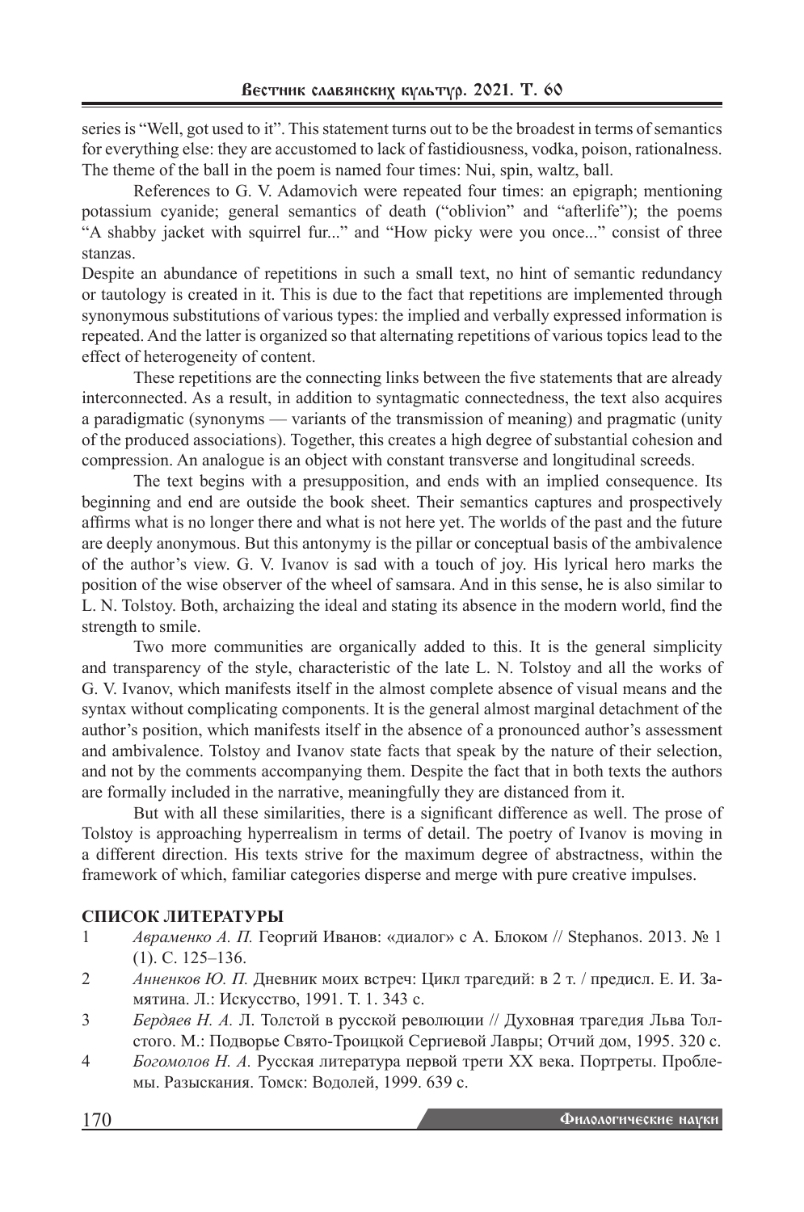series is "Well, got used to it". This statement turns out to be the broadest in terms of semantics for everything else: they are accustomed to lack of fastidiousness, vodka, poison, rationalness. The theme of the ball in the poem is named four times: Nui, spin, waltz, ball.

References to G. V. Adamovich were repeated four times: an epigraph; mentioning potassium cyanide; general semantics of death ("oblivion" and "afterlife"); the poems "A shabby jacket with squirrel fur..." and "How picky were you once..." consist of three stanzas.

Despite an abundance of repetitions in such a small text, no hint of semantic redundancy or tautology is created in it. This is due to the fact that repetitions are implemented through synonymous substitutions of various types: the implied and verbally expressed information is repeated. And the latter is organized so that alternating repetitions of various topics lead to the effect of heterogeneity of content.

These repetitions are the connecting links between the five statements that are already interconnected. As a result, in addition to syntagmatic connectedness, the text also acquires a paradigmatic (synonyms — variants of the transmission of meaning) and pragmatic (unity of the produced associations). Together, this creates a high degree of substantial cohesion and compression. An analogue is an object with constant transverse and longitudinal screeds.

The text begins with a presupposition, and ends with an implied consequence. Its beginning and end are outside the book sheet. Their semantics captures and prospectively affirms what is no longer there and what is not here yet. The worlds of the past and the future are deeply anonymous. But this antonymy is the pillar or conceptual basis of the ambivalence of the author's view. G. V. Ivanov is sad with a touch of joy. His lyrical hero marks the position of the wise observer of the wheel of samsara. And in this sense, he is also similar to L. N. Tolstoy. Both, archaizing the ideal and stating its absence in the modern world, find the strength to smile.

Two more communities are organically added to this. It is the general simplicity and transparency of the style, characteristic of the late L. N. Tolstoy and all the works of G. V. Ivanov, which manifests itself in the almost complete absence of visual means and the syntax without complicating components. It is the general almost marginal detachment of the author's position, which manifests itself in the absence of a pronounced author's assessment and ambivalence. Tolstoy and Ivanov state facts that speak by the nature of their selection, and not by the comments accompanying them. Despite the fact that in both texts the authors are formally included in the narrative, meaningfully they are distanced from it.

But with all these similarities, there is a significant difference as well. The prose of Tolstoy is approaching hyperrealism in terms of detail. The poetry of Ivanov is moving in a different direction. His texts strive for the maximum degree of abstractness, within the framework of which, familiar categories disperse and merge with pure creative impulses.

## СПИСОК ЛИТЕРАТУРЫ

1. *Авраменко А. П.* Георгий Иванов: «диалог» с А. Блоком // Stephanos. 2013. № 1 (1). С. 125–136.
2. *Анненков Ю. П.* Дневник моих встреч: Цикл трагедий: в 2 т. / предисл. Е. И. Замятина. Л.: Искусство, 1991. Т. 1. 343 с.
3. *Бердяев Н. А.* Л. Толстой в русской революции // Духовная трагедия Льва Толстого. М.: Подворье Свято-Троицкой Сергиевой Лавры; Отчий дом, 1995. 320 с.
4. *Богомолов Н. А.* Русская литература первой трети XX века. Портреты. Проблемы. Разыскания. Томск: Водолей, 1999. 639 с.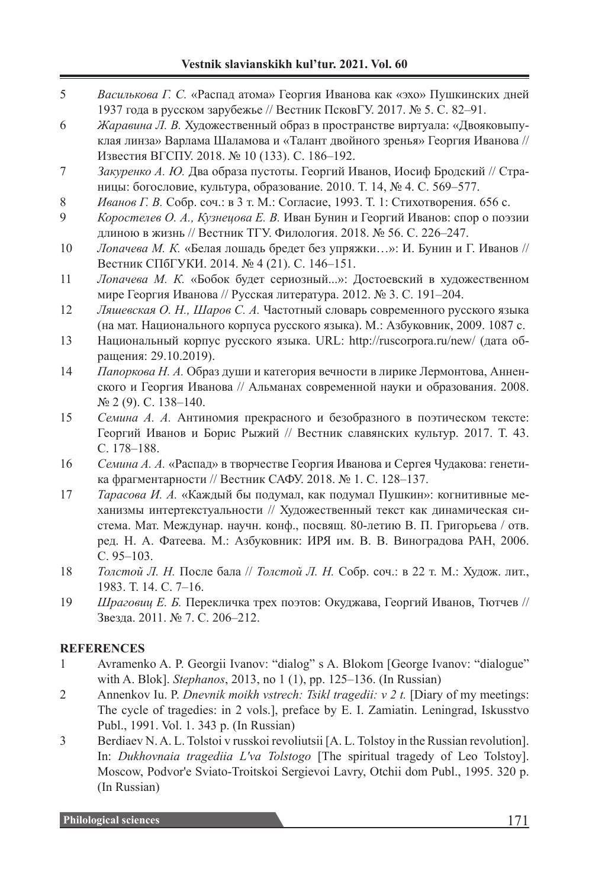5 *Василькова Г. С.* «Распад атома» Георгия Иванова как «эхо» Пушкинских дней 1937 года в русском зарубежье // Вестник ПсковГУ. 2017. № 5. С. 82–91.

6 *Жаравина Л. В.* Художественный образ в пространстве виртуала: «Двояковыпуклая линза» Варлама Шаламова и «Талант двойного зренья» Георгия Иванова // Известия ВГСПУ. 2018. № 10 (133). С. 186–192.

7 *Закуренко А. Ю.* Два образа пустоты. Георгий Иванов, Иосиф Бродский // Страницы: богословие, культура, образование. 2010. Т. 14, № 4. С. 569–577.

8 *Иванов Г. В.* Собр. соч.: в 3 т. М.: Согласие, 1993. Т. 1: Стихотворения. 656 с.

9 *Коростелев О. А., Кузнецова Е. В.* Иван Бунин и Георгий Иванов: спор о поэзии длиною в жизнь // Вестник ТГУ. Филология. 2018. № 56. С. 226–247.

10 *Лопачева М. К.* «Белая лошадь бредет без упряжки…»: И. Бунин и Г. Иванов // Вестник СПбГУКИ. 2014. № 4 (21). С. 146–151.

11 *Лопачева М. К.* «Бобок будет сериозный...»: Достоевский в художественном мире Георгия Иванова // Русская литература. 2012. № 3. С. 191–204.

12 *Ляшевская О. Н., Шаров С. А.* Частотный словарь современного русского языка (на мат. Национального корпуса русского языка). М.: Азбуковник, 2009. 1087 с.

13 Национальный корпус русского языка. URL: http://ruscorpora.ru/new/ (дата обращения: 29.10.2019).

14 *Папоркова Н. А.* Образ души и категория вечности в лирике Лермонтова, Анненского и Георгия Иванова // Альманах современной науки и образования. 2008. № 2 (9). С. 138–140.

15 *Семина А. А.* Антиномия прекрасного и безобразного в поэтическом тексте: Георгий Иванов и Борис Рыжий // Вестник славянских культур. 2017. Т. 43. С. 178–188.

16 *Семина А. А.* «Распад» в творчестве Георгия Иванова и Сергея Чудакова: генетика фрагментарности // Вестник САФУ. 2018. № 1. С. 128–137.

17 *Тарасова И. А.* «Каждый бы подумал, как подумал Пушкин»: когнитивные механизмы интертекстуальности // Художественный текст как динамическая система. Мат. Междунар. научн. конф., посвящ. 80-летию В. П. Григорьева / отв. ред. Н. А. Фатеева. М.: Азбуковник: ИРЯ им. В. В. Виноградова РАН, 2006. С. 95–103.

18 *Толстой Л. Н.* После бала // *Толстой Л. Н.* Собр. соч.: в 22 т. М.: Худож. лит., 1983. Т. 14. С. 7–16.

19 *Шраговиц Е. Б.* Перекличка трех поэтов: Окуджава, Георгий Иванов, Тютчев // Звезда. 2011. № 7. С. 206–212.

**REFERENCES**

1 Avramenko A. P. Georgii Ivanov: “dialog” s A. Blokom [George Ivanov: “dialogue” with A. Blok]. *Stephanos*, 2013, no 1 (1), pp. 125–136. (In Russian)

2 Annenkov Iu. P. *Dnevnik moikh vstrech: Tsikl tragedii: v 2 t.* [Diary of my meetings: The cycle of tragedies: in 2 vols.], preface by E. I. Zamiatin. Leningrad, Iskusstvo Publ., 1991. Vol. 1. 343 p. (In Russian)

3 Berdiaev N. A. L. Tolstoi v russkoi revoliutsii [A. L. Tolstoy in the Russian revolution]. In: *Dukhovnaia tragediia L'va Tolstogo* [The spiritual tragedy of Leo Tolstoy]. Moscow, Podvor'e Sviato-Troitskoi Sergievoi Lavry, Otchii dom Publ., 1995. 320 p. (In Russian)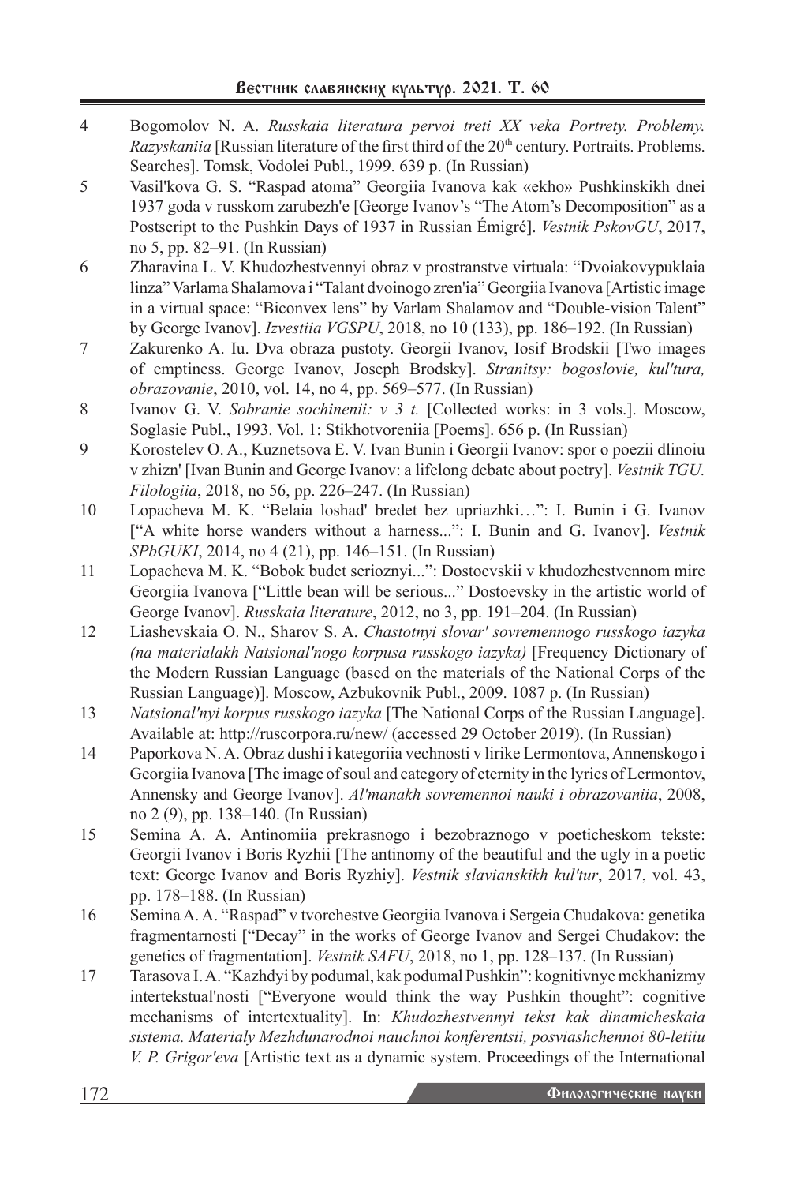4 Bogomolov N. A. *Russkaia literatura pervoi treti XX veka Portrety. Problemy. Razyskaniia* [Russian literature of the first third of the 20th century. Portraits. Problems. Searches]. Tomsk, Vodolei Publ., 1999. 639 p. (In Russian)

5 Vasil'kova G. S. "Raspad atoma" Georgiia Ivanova kak «ekho» Pushkinskikh dnei 1937 goda v russkom zarubezh'e [George Ivanov's "The Atom's Decomposition" as a Postscript to the Pushkin Days of 1937 in Russian Émigré]. *Vestnik PskovGU*, 2017, no 5, pp. 82–91. (In Russian)

6 Zharavina L. V. Khudozhestvennyi obraz v prostranstve virtuala: "Dvoiakovypuklaia linza" Varlama Shalamova i "Talant dvoinogo zren'ia" Georgiia Ivanova [Artistic image in a virtual space: "Biconvex lens" by Varlam Shalamov and "Double-vision Talent" by George Ivanov]. *Izvestiia VGSPU*, 2018, no 10 (133), pp. 186–192. (In Russian)

7 Zakurenko A. Iu. Dva obraza pustoty. Georgii Ivanov, Iosif Brodskii [Two images of emptiness. George Ivanov, Joseph Brodsky]. *Stranitsy: bogoslovie, kul'tura, obrazovanie*, 2010, vol. 14, no 4, pp. 569–577. (In Russian)

8 Ivanov G. V. *Sobranie sochinenii: v 3 t.* [Collected works: in 3 vols.]. Moscow, Soglasie Publ., 1993. Vol. 1: Stikhotvoreniia [Poems]. 656 p. (In Russian)

9 Korostelev O. A., Kuznetsova E. V. Ivan Bunin i Georgii Ivanov: spor o poezii dlinoiu v zhizn' [Ivan Bunin and George Ivanov: a lifelong debate about poetry]. *Vestnik TGU. Filologiia*, 2018, no 56, pp. 226–247. (In Russian)

10 Lopacheva M. K. "Belaia loshad' bredet bez upriazhki…": I. Bunin i G. Ivanov ["A white horse wanders without a harness...": I. Bunin and G. Ivanov]. *Vestnik SPbGUKI*, 2014, no 4 (21), pp. 146–151. (In Russian)

11 Lopacheva M. K. "Bobok budet serioznyi...": Dostoevskii v khudozhestvennom mire Georgiia Ivanova ["Little bean will be serious..." Dostoevsky in the artistic world of George Ivanov]. *Russkaia literature*, 2012, no 3, pp. 191–204. (In Russian)

12 Liashevskaia O. N., Sharov S. A. *Chastotnyi slovar' sovremennogo russkogo iazyka (na materialakh Natsional'nogo korpusa russkogo iazyka)* [Frequency Dictionary of the Modern Russian Language (based on the materials of the National Corps of the Russian Language)]. Moscow, Azbukovnik Publ., 2009. 1087 p. (In Russian)

13 *Natsional'nyi korpus russkogo iazyka* [The National Corps of the Russian Language]. Available at: http://ruscorpora.ru/new/ (accessed 29 October 2019). (In Russian)

14 Paporkova N. A. Obraz dushi i kategoriia vechnosti v lirike Lermontova, Annenskogo i Georgiia Ivanova [The image of soul and category of eternity in the lyrics of Lermontov, Annensky and George Ivanov]. *Al'manakh sovremennoi nauki i obrazovaniia*, 2008, no 2 (9), pp. 138–140. (In Russian)

15 Semina A. A. Antinomiia prekrasnogo i bezobraznogo v poeticheskom tekste: Georgii Ivanov i Boris Ryzhii [The antinomy of the beautiful and the ugly in a poetic text: George Ivanov and Boris Ryzhiy]. *Vestnik slavianskikh kul'tur*, 2017, vol. 43, pp. 178–188. (In Russian)

16 Semina A. A. "Raspad" v tvorchestve Georgiia Ivanova i Sergeia Chudakova: genetika fragmentarnosti ["Decay" in the works of George Ivanov and Sergei Chudakov: the genetics of fragmentation]. *Vestnik SAFU*, 2018, no 1, pp. 128–137. (In Russian)

17 Tarasova I. A. "Kazhdyi by podumal, kak podumal Pushkin": kognitivnye mekhanizmy intertekstual'nosti ["Everyone would think the way Pushkin thought": cognitive mechanisms of intertextuality]. In: *Khudozhestvennyi tekst kak dinamicheskaia sistema. Materialy Mezhdunarodnoi nauchnoi konferentsii, posviashchennoi 80-letiiu V. P. Grigor'eva* [Artistic text as a dynamic system. Proceedings of the International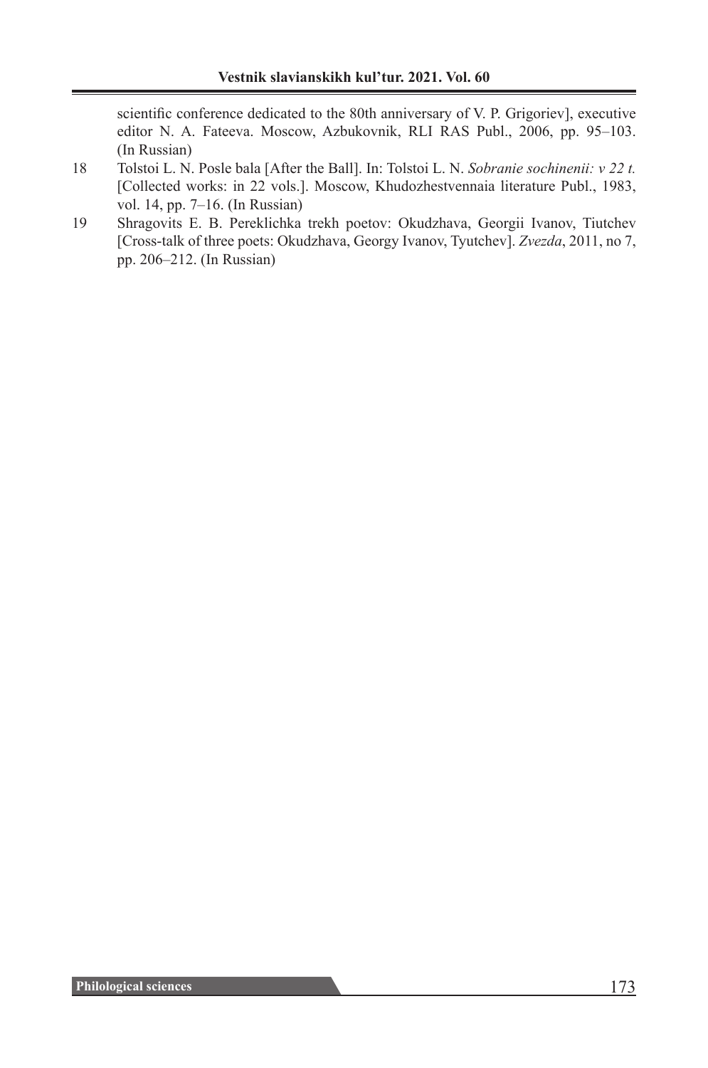scientific conference dedicated to the 80th anniversary of V. P. Grigoriev], executive editor N. A. Fateeva. Moscow, Azbukovnik, RLI RAS Publ., 2006, pp. 95–103. (In Russian)

18 Tolstoi L. N. Posle bala [After the Ball]. In: Tolstoi L. N. *Sobranie sochinenii: v 22 t.* [Collected works: in 22 vols.]. Moscow, Khudozhestvennaia literature Publ., 1983, vol. 14, pp. 7–16. (In Russian)

19 Shragovits E. B. Pereklichka trekh poetov: Okudzhava, Georgii Ivanov, Tiutchev [Cross-talk of three poets: Okudzhava, Georgy Ivanov, Tyutchev]. *Zvezda*, 2011, no 7, pp. 206–212. (In Russian)